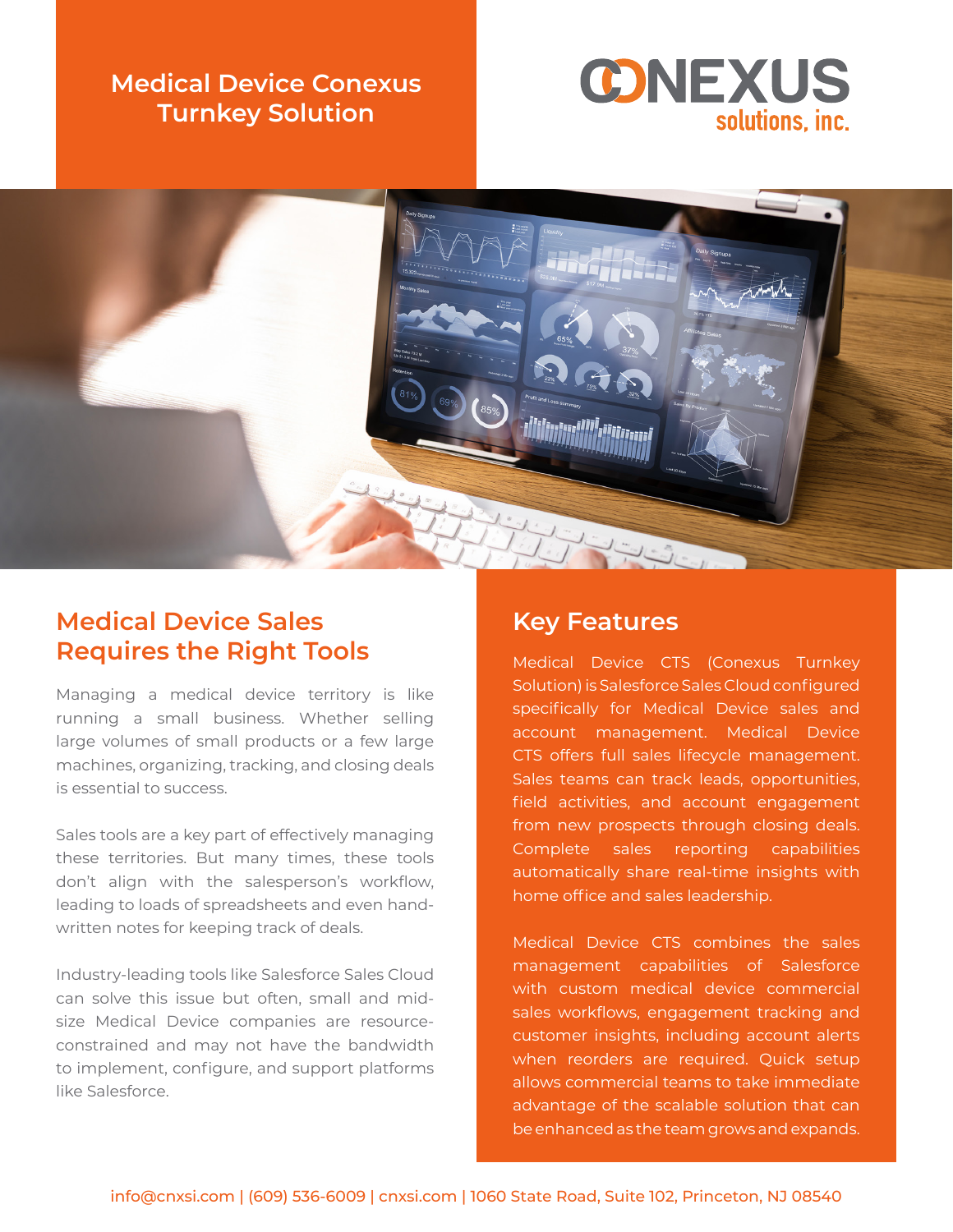# Medical Device Conexus Turnkey Solution

CONEXUS solutions, inc.

## Medical Device Sales Requires the Right Tools

Managing a medical device territory is like running a small business. Whether selling large volumes of small products or a few large machines, organizing, tracking, and closing deals is essential to success.

Sales tools are a key part of effectively managing these territories. But many times, these tools don't align with the salesperson's workflow, leading to loads of spreadsheets and even hand-written notes for keeping track of deals.

Industry-leading tools like Salesforce Sales Cloud can solve this issue but often, small and mid-size Medical Device companies are resource-constrained and may not have the bandwidth to implement, configure, and support platforms like Salesforce.

## Key Features

Medical Device CTS (Conexus Turnkey Solution) is Salesforce Sales Cloud configured specifically for Medical Device sales and account management. Medical Device CTS offers full sales lifecycle management. Sales teams can track leads, opportunities, field activities, and account engagement from new prospects through closing deals. Complete sales reporting capabilities automatically share real-time insights with home office and sales leadership.

Medical Device CTS combines the sales management capabilities of Salesforce with custom medical device commercial sales workflows, engagement tracking and customer insights, including account alerts when reorders are required. Quick setup allows commercial teams to take immediate advantage of the scalable solution that can be enhanced as the team grows and expands.

info@cnxsi.com | (609) 536-6009 | cnxsi.com | 1060 State Road, Suite 102, Princeton, NJ 08540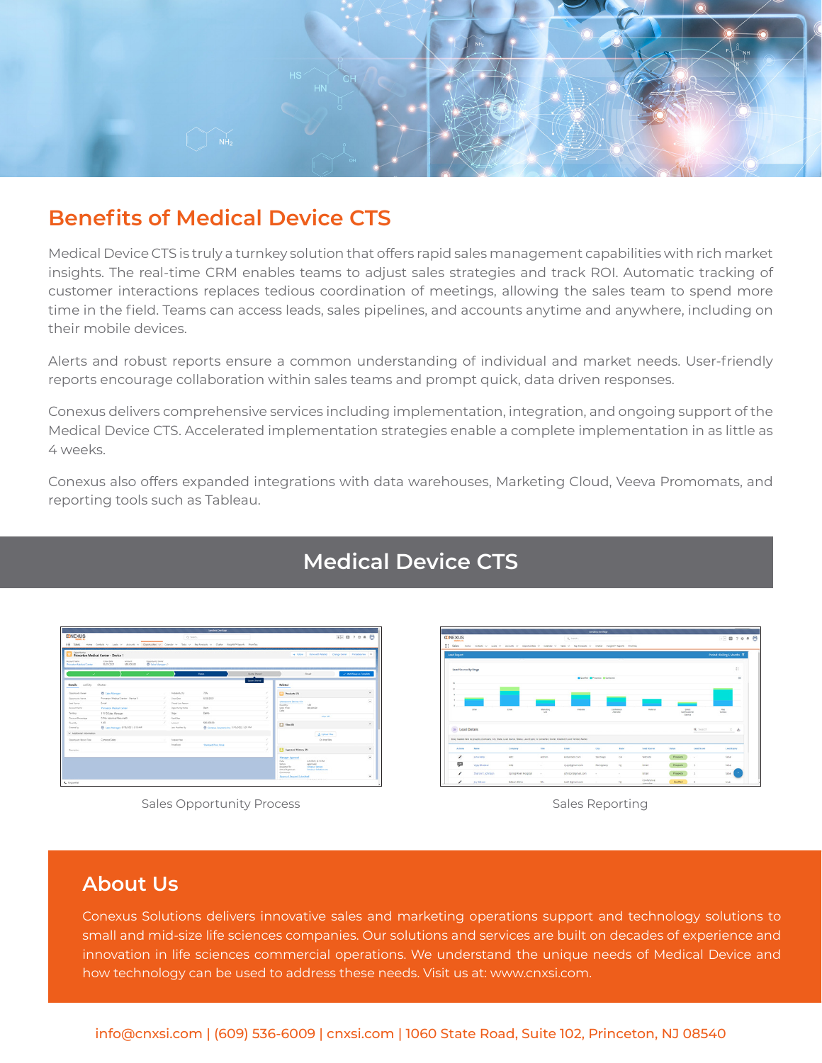## Benefits of Medical Device CTS

Medical Device CTS is truly a turnkey solution that offers rapid sales management capabilities with rich market insights. The real-time CRM enables teams to adjust sales strategies and track ROI. Automatic tracking of customer interactions replaces tedious coordination of meetings, allowing the sales team to spend more time in the field. Teams can access leads, sales pipelines, and accounts anytime and anywhere, including on their mobile devices.

Alerts and robust reports ensure a common understanding of individual and market needs. User-friendly reports encourage collaboration within sales teams and prompt quick, data driven responses.

Conexus delivers comprehensive services including implementation, integration, and ongoing support of the Medical Device CTS. Accelerated implementation strategies enable a complete implementation in as little as 4 weeks.

Conexus also offers expanded integrations with data warehouses, Marketing Cloud, Veeva Promomats, and reporting tools such as Tableau.

## Medical Device CTS

Sales Opportunity Process

Sales Reporting

## About Us

Conexus Solutions delivers innovative sales and marketing operations support and technology solutions to small and mid-size life sciences companies. Our solutions and services are built on decades of experience and innovation in life sciences commercial operations. We understand the unique needs of Medical Device and how technology can be used to address these needs. Visit us at: www.cnxsi.com.

info@cnxsi.com | (609) 536-6009 | cnxsi.com | 1060 State Road, Suite 102, Princeton, NJ 08540